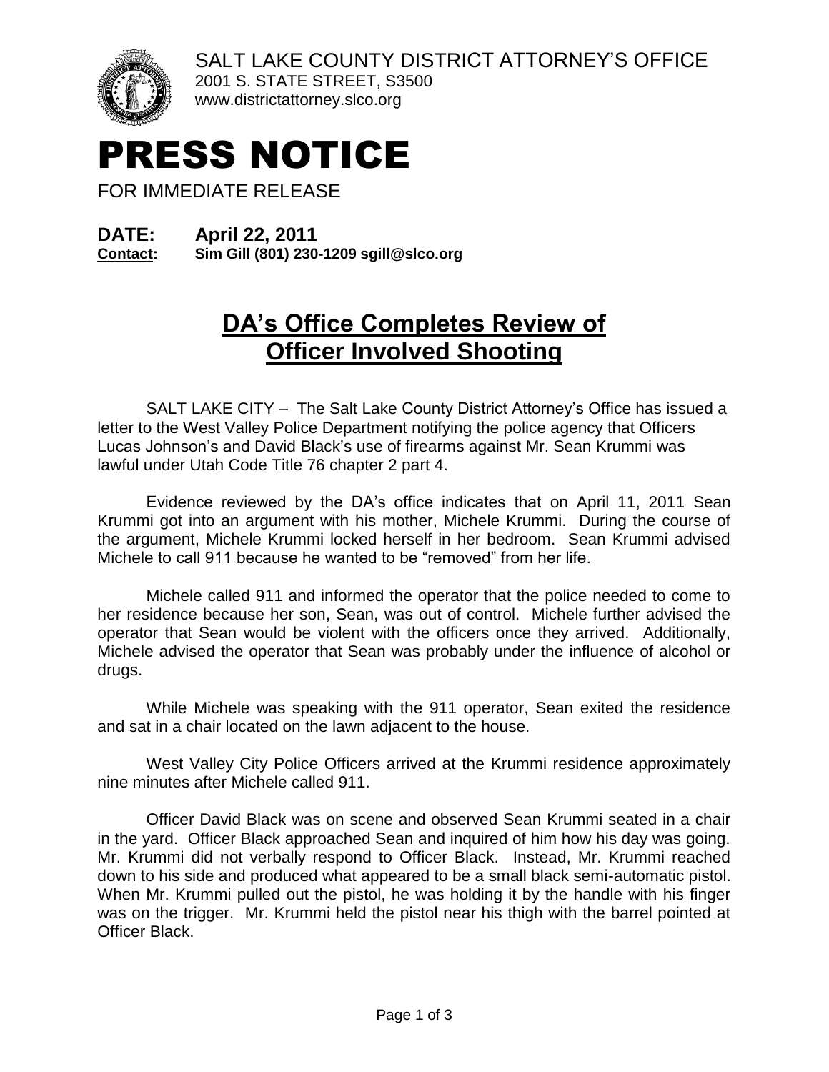SALT LAKE COUNTY DISTRICT ATTORNEY'S OFFICE
2001 S. STATE STREET, S3500
www.districtattorney.slco.org

# PRESS NOTICE

FOR IMMEDIATE RELEASE

**DATE: April 22, 2011**
**Contact: Sim Gill (801) 230-1209 sgill@slco.org**

## DA's Office Completes Review of Officer Involved Shooting

SALT LAKE CITY – The Salt Lake County District Attorney's Office has issued a letter to the West Valley Police Department notifying the police agency that Officers Lucas Johnson's and David Black's use of firearms against Mr. Sean Krummi was lawful under Utah Code Title 76 chapter 2 part 4.

Evidence reviewed by the DA's office indicates that on April 11, 2011 Sean Krummi got into an argument with his mother, Michele Krummi. During the course of the argument, Michele Krummi locked herself in her bedroom. Sean Krummi advised Michele to call 911 because he wanted to be "removed" from her life.

Michele called 911 and informed the operator that the police needed to come to her residence because her son, Sean, was out of control. Michele further advised the operator that Sean would be violent with the officers once they arrived. Additionally, Michele advised the operator that Sean was probably under the influence of alcohol or drugs.

While Michele was speaking with the 911 operator, Sean exited the residence and sat in a chair located on the lawn adjacent to the house.

West Valley City Police Officers arrived at the Krummi residence approximately nine minutes after Michele called 911.

Officer David Black was on scene and observed Sean Krummi seated in a chair in the yard. Officer Black approached Sean and inquired of him how his day was going. Mr. Krummi did not verbally respond to Officer Black. Instead, Mr. Krummi reached down to his side and produced what appeared to be a small black semi-automatic pistol. When Mr. Krummi pulled out the pistol, he was holding it by the handle with his finger was on the trigger. Mr. Krummi held the pistol near his thigh with the barrel pointed at Officer Black.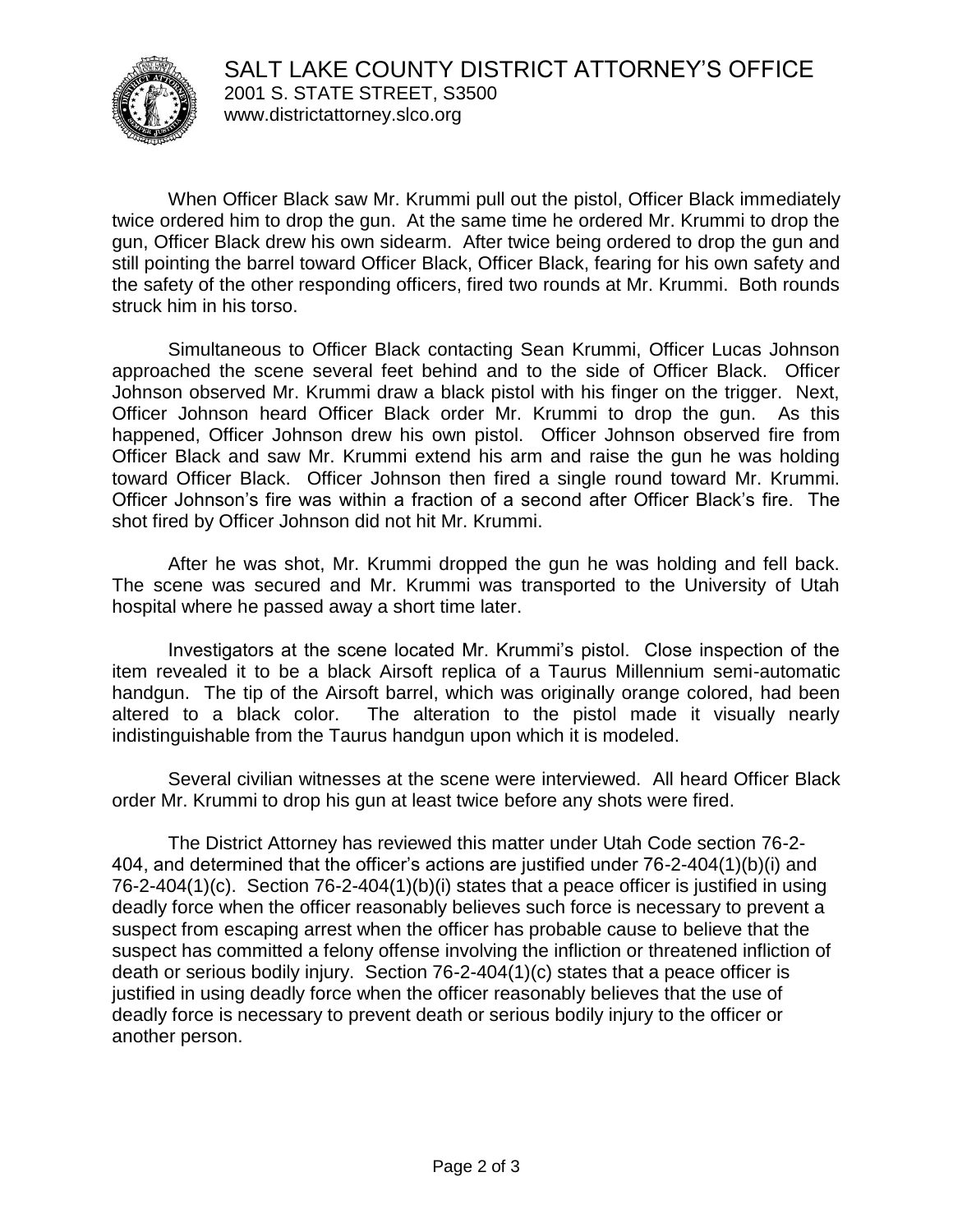When Officer Black saw Mr. Krummi pull out the pistol, Officer Black immediately twice ordered him to drop the gun. At the same time he ordered Mr. Krummi to drop the gun, Officer Black drew his own sidearm. After twice being ordered to drop the gun and still pointing the barrel toward Officer Black, Officer Black, fearing for his own safety and the safety of the other responding officers, fired two rounds at Mr. Krummi. Both rounds struck him in his torso.

Simultaneous to Officer Black contacting Sean Krummi, Officer Lucas Johnson approached the scene several feet behind and to the side of Officer Black. Officer Johnson observed Mr. Krummi draw a black pistol with his finger on the trigger. Next, Officer Johnson heard Officer Black order Mr. Krummi to drop the gun. As this happened, Officer Johnson drew his own pistol. Officer Johnson observed fire from Officer Black and saw Mr. Krummi extend his arm and raise the gun he was holding toward Officer Black. Officer Johnson then fired a single round toward Mr. Krummi. Officer Johnson's fire was within a fraction of a second after Officer Black's fire. The shot fired by Officer Johnson did not hit Mr. Krummi.

After he was shot, Mr. Krummi dropped the gun he was holding and fell back. The scene was secured and Mr. Krummi was transported to the University of Utah hospital where he passed away a short time later.

Investigators at the scene located Mr. Krummi's pistol. Close inspection of the item revealed it to be a black Airsoft replica of a Taurus Millennium semi-automatic handgun. The tip of the Airsoft barrel, which was originally orange colored, had been altered to a black color. The alteration to the pistol made it visually nearly indistinguishable from the Taurus handgun upon which it is modeled.

Several civilian witnesses at the scene were interviewed. All heard Officer Black order Mr. Krummi to drop his gun at least twice before any shots were fired.

The District Attorney has reviewed this matter under Utah Code section 76-2-404, and determined that the officer's actions are justified under 76-2-404(1)(b)(i) and 76-2-404(1)(c). Section 76-2-404(1)(b)(i) states that a peace officer is justified in using deadly force when the officer reasonably believes such force is necessary to prevent a suspect from escaping arrest when the officer has probable cause to believe that the suspect has committed a felony offense involving the infliction or threatened infliction of death or serious bodily injury. Section 76-2-404(1)(c) states that a peace officer is justified in using deadly force when the officer reasonably believes that the use of deadly force is necessary to prevent death or serious bodily injury to the officer or another person.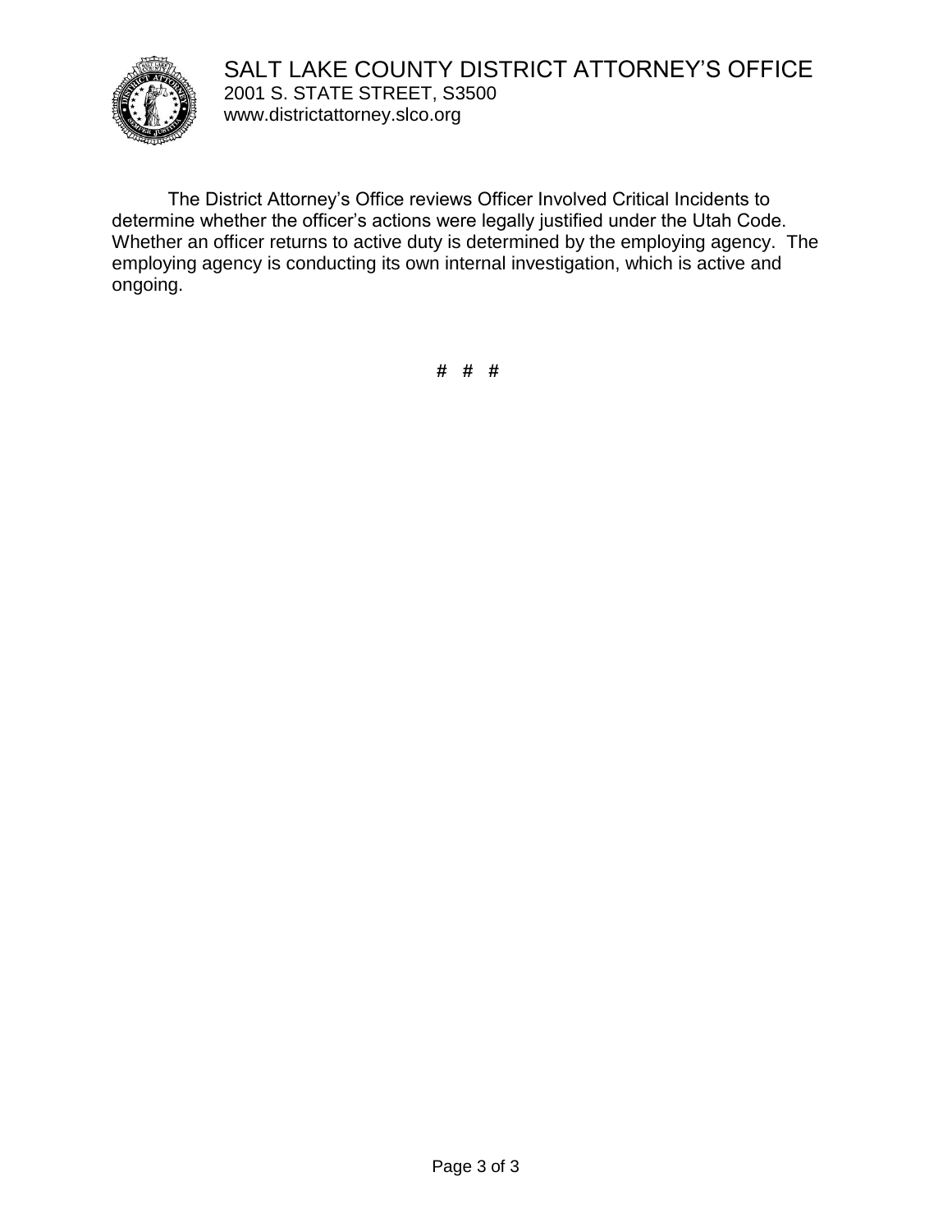SALT LAKE COUNTY DISTRICT ATTORNEY'S OFFICE
2001 S. STATE STREET, S3500
www.districtattorney.slco.org

The District Attorney's Office reviews Officer Involved Critical Incidents to determine whether the officer's actions were legally justified under the Utah Code. Whether an officer returns to active duty is determined by the employing agency. The employing agency is conducting its own internal investigation, which is active and ongoing.

# # #